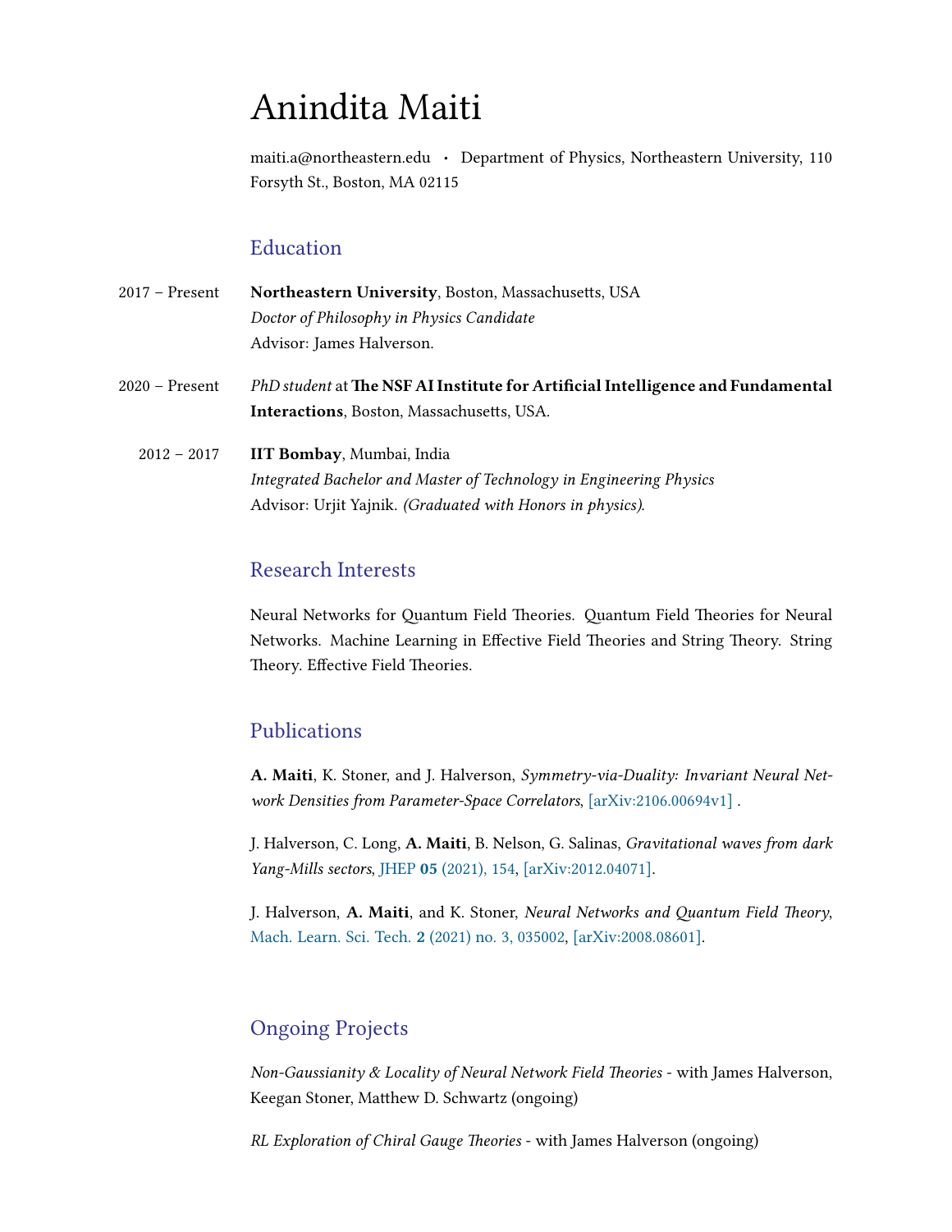# Anindita Maiti

maiti.a@northeastern.edu • Department of Physics, Northeastern University, 110 Forsyth St., Boston, MA 02115

## Education

2017 – Present **Northeastern University**, Boston, Massachusetts, USA
*Doctor of Philosophy in Physics Candidate*
Advisor: James Halverson.

2020 – Present *PhD student* at **The NSF AI Institute for Artificial Intelligence and Fundamental Interactions**, Boston, Massachusetts, USA.

2012 – 2017 **IIT Bombay**, Mumbai, India
*Integrated Bachelor and Master of Technology in Engineering Physics*
Advisor: Urjit Yajnik. *(Graduated with Honors in physics).*

## Research Interests

Neural Networks for Quantum Field Theories. Quantum Field Theories for Neural Networks. Machine Learning in Effective Field Theories and String Theory. String Theory. Effective Field Theories.

## Publications

**A. Maiti**, K. Stoner, and J. Halverson, *Symmetry-via-Duality: Invariant Neural Network Densities from Parameter-Space Correlators*, [arXiv:2106.00694v1] .

J. Halverson, C. Long, **A. Maiti**, B. Nelson, G. Salinas, *Gravitational waves from dark Yang-Mills sectors*, JHEP **05** (2021), 154, [arXiv:2012.04071].

J. Halverson, **A. Maiti**, and K. Stoner, *Neural Networks and Quantum Field Theory*, Mach. Learn. Sci. Tech. **2** (2021) no. 3, 035002, [arXiv:2008.08601].

## Ongoing Projects

*Non-Gaussianity & Locality of Neural Network Field Theories* - with James Halverson, Keegan Stoner, Matthew D. Schwartz (ongoing)

*RL Exploration of Chiral Gauge Theories* - with James Halverson (ongoing)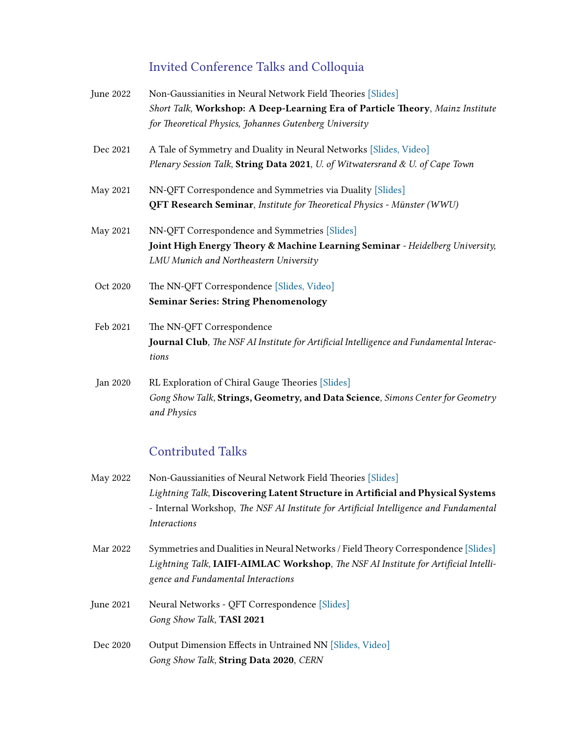## Invited Conference Talks and Colloquia

June 2022 Non-Gaussianities in Neural Network Field Theories [Slides]
*Short Talk*, **Workshop: A Deep-Learning Era of Particle Theory**, *Mainz Institute for Theoretical Physics, Johannes Gutenberg University*

Dec 2021 A Tale of Symmetry and Duality in Neural Networks [Slides, Video]
*Plenary Session Talk*, **String Data 2021**, *U. of Witwatersrand & U. of Cape Town*

May 2021 NN-QFT Correspondence and Symmetries via Duality [Slides]
**QFT Research Seminar**, *Institute for Theoretical Physics - Münster (WWU)*

May 2021 NN-QFT Correspondence and Symmetries [Slides]
**Joint High Energy Theory & Machine Learning Seminar** *- Heidelberg University, LMU Munich and Northeastern University*

Oct 2020 The NN-QFT Correspondence [Slides, Video]
**Seminar Series: String Phenomenology**

Feb 2021 The NN-QFT Correspondence
**Journal Club**, *The NSF AI Institute for Artificial Intelligence and Fundamental Interactions*

Jan 2020 RL Exploration of Chiral Gauge Theories [Slides]
*Gong Show Talk*, **Strings, Geometry, and Data Science**, *Simons Center for Geometry and Physics*

## Contributed Talks

May 2022 Non-Gaussianities of Neural Network Field Theories [Slides]
*Lightning Talk*, **Discovering Latent Structure in Artificial and Physical Systems** - Internal Workshop, *The NSF AI Institute for Artificial Intelligence and Fundamental Interactions*

Mar 2022 Symmetries and Dualities in Neural Networks / Field Theory Correspondence [Slides]
*Lightning Talk*, **IAIFI-AIMLAC Workshop**, *The NSF AI Institute for Artificial Intelligence and Fundamental Interactions*

June 2021 Neural Networks - QFT Correspondence [Slides]
*Gong Show Talk*, **TASI 2021**

Dec 2020 Output Dimension Effects in Untrained NN [Slides, Video]
*Gong Show Talk*, **String Data 2020**, *CERN*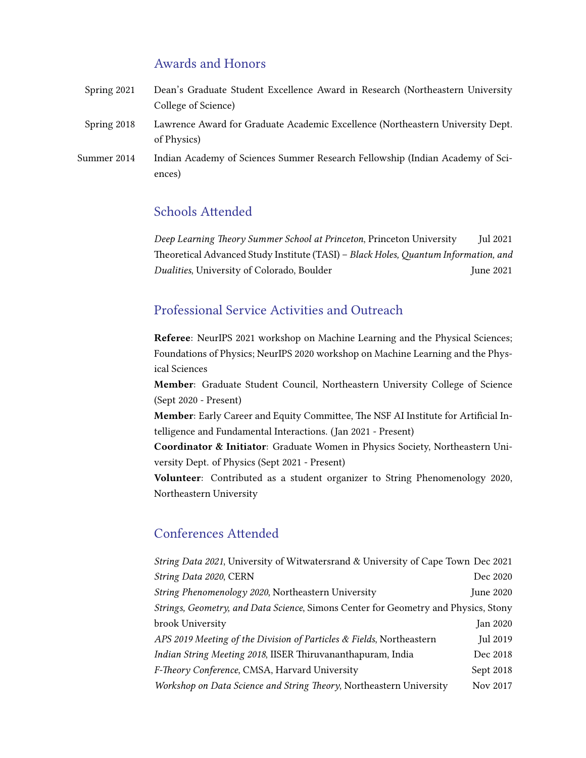## Awards and Honors

Spring 2021 — Dean's Graduate Student Excellence Award in Research (Northeastern University College of Science)

Spring 2018 — Lawrence Award for Graduate Academic Excellence (Northeastern University Dept. of Physics)

Summer 2014 — Indian Academy of Sciences Summer Research Fellowship (Indian Academy of Sciences)

## Schools Attended

*Deep Learning Theory Summer School at Princeton*, Princeton University — Jul 2021

Theoretical Advanced Study Institute (TASI) – *Black Holes, Quantum Information, and Dualities*, University of Colorado, Boulder — June 2021

## Professional Service Activities and Outreach

**Referee**: NeurIPS 2021 workshop on Machine Learning and the Physical Sciences; Foundations of Physics; NeurIPS 2020 workshop on Machine Learning and the Physical Sciences

**Member**: Graduate Student Council, Northeastern University College of Science (Sept 2020 - Present)

**Member**: Early Career and Equity Committee, The NSF AI Institute for Artificial Intelligence and Fundamental Interactions. (Jan 2021 - Present)

**Coordinator & Initiator**: Graduate Women in Physics Society, Northeastern University Dept. of Physics (Sept 2021 - Present)

**Volunteer**: Contributed as a student organizer to String Phenomenology 2020, Northeastern University

## Conferences Attended

*String Data 2021*, University of Witwatersrand & University of Cape Town — Dec 2021

*String Data 2020*, CERN — Dec 2020

*String Phenomenology 2020*, Northeastern University — June 2020

*Strings, Geometry, and Data Science*, Simons Center for Geometry and Physics, Stony brook University — Jan 2020

*APS 2019 Meeting of the Division of Particles & Fields*, Northeastern — Jul 2019

*Indian String Meeting 2018*, IISER Thiruvananthapuram, India — Dec 2018

*F-Theory Conference*, CMSA, Harvard University — Sept 2018

*Workshop on Data Science and String Theory*, Northeastern University — Nov 2017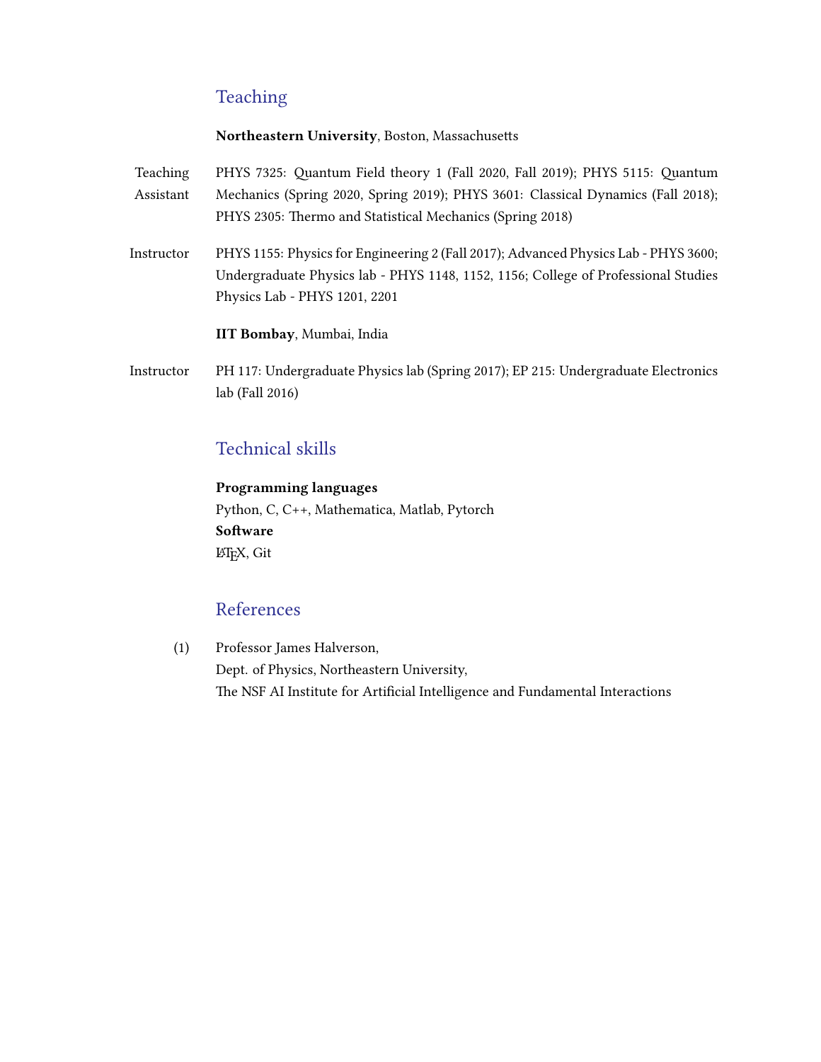## Teaching

**Northeastern University**, Boston, Massachusetts

Teaching Assistant — PHYS 7325: Quantum Field theory 1 (Fall 2020, Fall 2019); PHYS 5115: Quantum Mechanics (Spring 2020, Spring 2019); PHYS 3601: Classical Dynamics (Fall 2018); PHYS 2305: Thermo and Statistical Mechanics (Spring 2018)

Instructor — PHYS 1155: Physics for Engineering 2 (Fall 2017); Advanced Physics Lab - PHYS 3600; Undergraduate Physics lab - PHYS 1148, 1152, 1156; College of Professional Studies Physics Lab - PHYS 1201, 2201

**IIT Bombay**, Mumbai, India

Instructor — PH 117: Undergraduate Physics lab (Spring 2017); EP 215: Undergraduate Electronics lab (Fall 2016)

## Technical skills

**Programming languages**
Python, C, C++, Mathematica, Matlab, Pytorch
**Software**
LaTeX, Git

## References

(1) Professor James Halverson,
Dept. of Physics, Northeastern University,
The NSF AI Institute for Artificial Intelligence and Fundamental Interactions